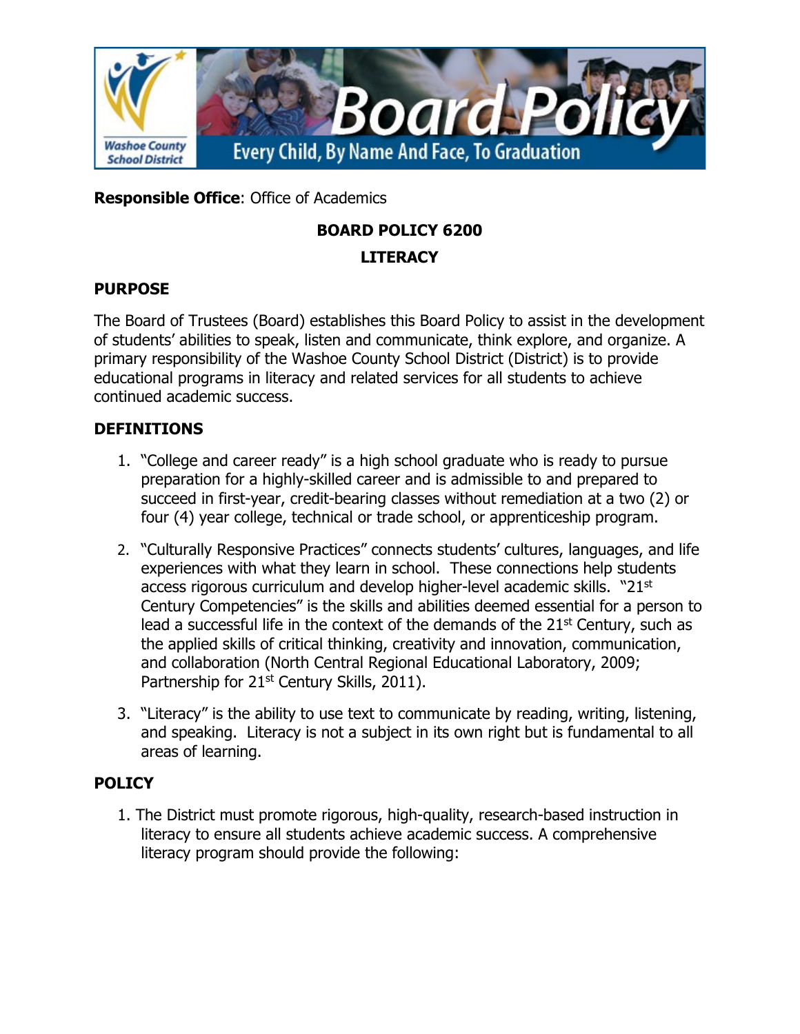**Responsible Office**: Office of Academics

# BOARD POLICY 6200

# LITERACY

## PURPOSE

The Board of Trustees (Board) establishes this Board Policy to assist in the development of students' abilities to speak, listen and communicate, think explore, and organize. A primary responsibility of the Washoe County School District (District) is to provide educational programs in literacy and related services for all students to achieve continued academic success.

## DEFINITIONS

1. "College and career ready" is a high school graduate who is ready to pursue preparation for a highly-skilled career and is admissible to and prepared to succeed in first-year, credit-bearing classes without remediation at a two (2) or four (4) year college, technical or trade school, or apprenticeship program.
2. "Culturally Responsive Practices" connects students' cultures, languages, and life experiences with what they learn in school. These connections help students access rigorous curriculum and develop higher-level academic skills. "21st Century Competencies" is the skills and abilities deemed essential for a person to lead a successful life in the context of the demands of the 21st Century, such as the applied skills of critical thinking, creativity and innovation, communication, and collaboration (North Central Regional Educational Laboratory, 2009; Partnership for 21st Century Skills, 2011).
3. "Literacy" is the ability to use text to communicate by reading, writing, listening, and speaking. Literacy is not a subject in its own right but is fundamental to all areas of learning.

## POLICY

1. The District must promote rigorous, high-quality, research-based instruction in literacy to ensure all students achieve academic success. A comprehensive literacy program should provide the following: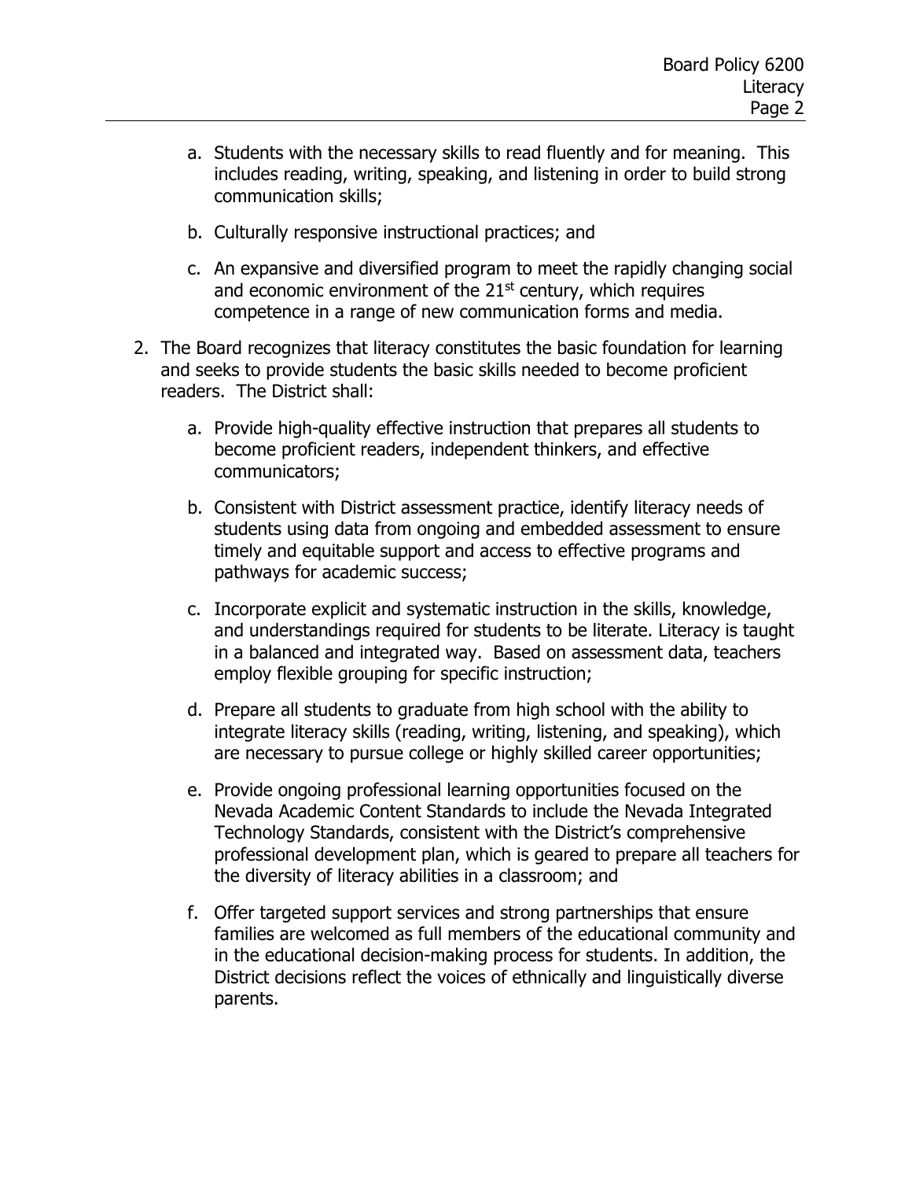a. Students with the necessary skills to read fluently and for meaning. This includes reading, writing, speaking, and listening in order to build strong communication skills;

   b. Culturally responsive instructional practices; and

   c. An expansive and diversified program to meet the rapidly changing social and economic environment of the 21st century, which requires competence in a range of new communication forms and media.

2. The Board recognizes that literacy constitutes the basic foundation for learning and seeks to provide students the basic skills needed to become proficient readers. The District shall:

   a. Provide high-quality effective instruction that prepares all students to become proficient readers, independent thinkers, and effective communicators;

   b. Consistent with District assessment practice, identify literacy needs of students using data from ongoing and embedded assessment to ensure timely and equitable support and access to effective programs and pathways for academic success;

   c. Incorporate explicit and systematic instruction in the skills, knowledge, and understandings required for students to be literate. Literacy is taught in a balanced and integrated way. Based on assessment data, teachers employ flexible grouping for specific instruction;

   d. Prepare all students to graduate from high school with the ability to integrate literacy skills (reading, writing, listening, and speaking), which are necessary to pursue college or highly skilled career opportunities;

   e. Provide ongoing professional learning opportunities focused on the Nevada Academic Content Standards to include the Nevada Integrated Technology Standards, consistent with the District's comprehensive professional development plan, which is geared to prepare all teachers for the diversity of literacy abilities in a classroom; and

   f. Offer targeted support services and strong partnerships that ensure families are welcomed as full members of the educational community and in the educational decision-making process for students. In addition, the District decisions reflect the voices of ethnically and linguistically diverse parents.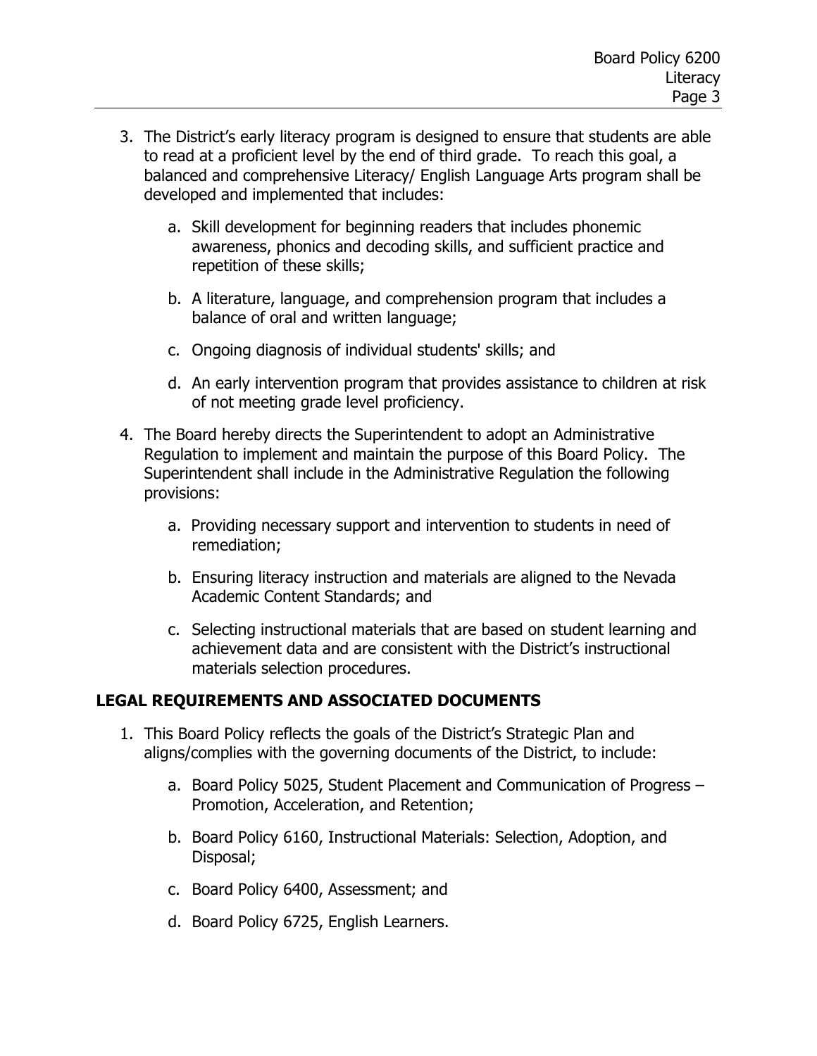3. The District's early literacy program is designed to ensure that students are able to read at a proficient level by the end of third grade. To reach this goal, a balanced and comprehensive Literacy/ English Language Arts program shall be developed and implemented that includes:

   a. Skill development for beginning readers that includes phonemic awareness, phonics and decoding skills, and sufficient practice and repetition of these skills;

   b. A literature, language, and comprehension program that includes a balance of oral and written language;

   c. Ongoing diagnosis of individual students' skills; and

   d. An early intervention program that provides assistance to children at risk of not meeting grade level proficiency.

4. The Board hereby directs the Superintendent to adopt an Administrative Regulation to implement and maintain the purpose of this Board Policy. The Superintendent shall include in the Administrative Regulation the following provisions:

   a. Providing necessary support and intervention to students in need of remediation;

   b. Ensuring literacy instruction and materials are aligned to the Nevada Academic Content Standards; and

   c. Selecting instructional materials that are based on student learning and achievement data and are consistent with the District's instructional materials selection procedures.

## LEGAL REQUIREMENTS AND ASSOCIATED DOCUMENTS

1. This Board Policy reflects the goals of the District's Strategic Plan and aligns/complies with the governing documents of the District, to include:

   a. Board Policy 5025, Student Placement and Communication of Progress – Promotion, Acceleration, and Retention;

   b. Board Policy 6160, Instructional Materials: Selection, Adoption, and Disposal;

   c. Board Policy 6400, Assessment; and

   d. Board Policy 6725, English Learners.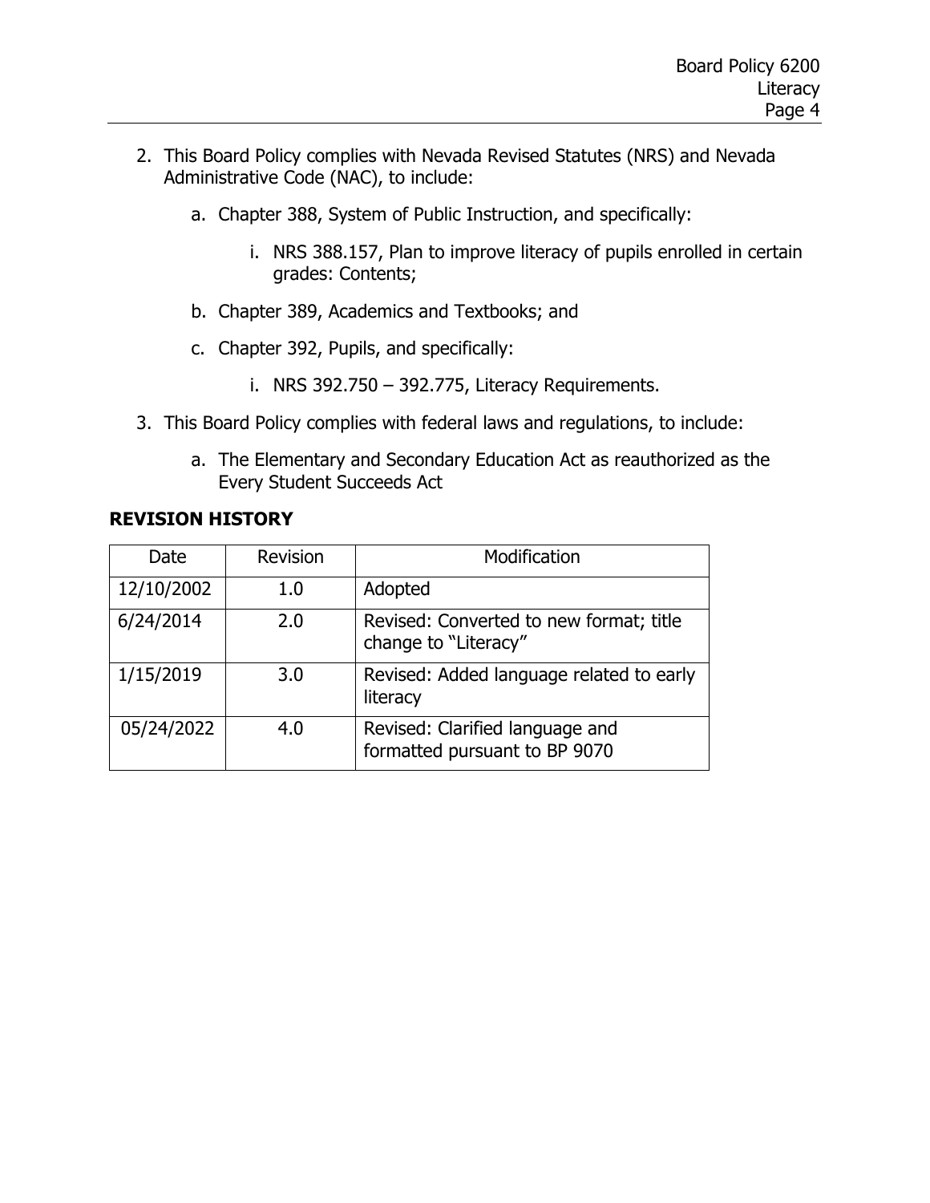2. This Board Policy complies with Nevada Revised Statutes (NRS) and Nevada Administrative Code (NAC), to include:

    a. Chapter 388, System of Public Instruction, and specifically:

        i. NRS 388.157, Plan to improve literacy of pupils enrolled in certain grades: Contents;

    b. Chapter 389, Academics and Textbooks; and

    c. Chapter 392, Pupils, and specifically:

        i. NRS 392.750 – 392.775, Literacy Requirements.

3. This Board Policy complies with federal laws and regulations, to include:

    a. The Elementary and Secondary Education Act as reauthorized as the Every Student Succeeds Act

## REVISION HISTORY

| Date | Revision | Modification |
|---|---|---|
| 12/10/2002 | 1.0 | Adopted |
| 6/24/2014 | 2.0 | Revised: Converted to new format; title change to "Literacy" |
| 1/15/2019 | 3.0 | Revised: Added language related to early literacy |
| 05/24/2022 | 4.0 | Revised: Clarified language and formatted pursuant to BP 9070 |